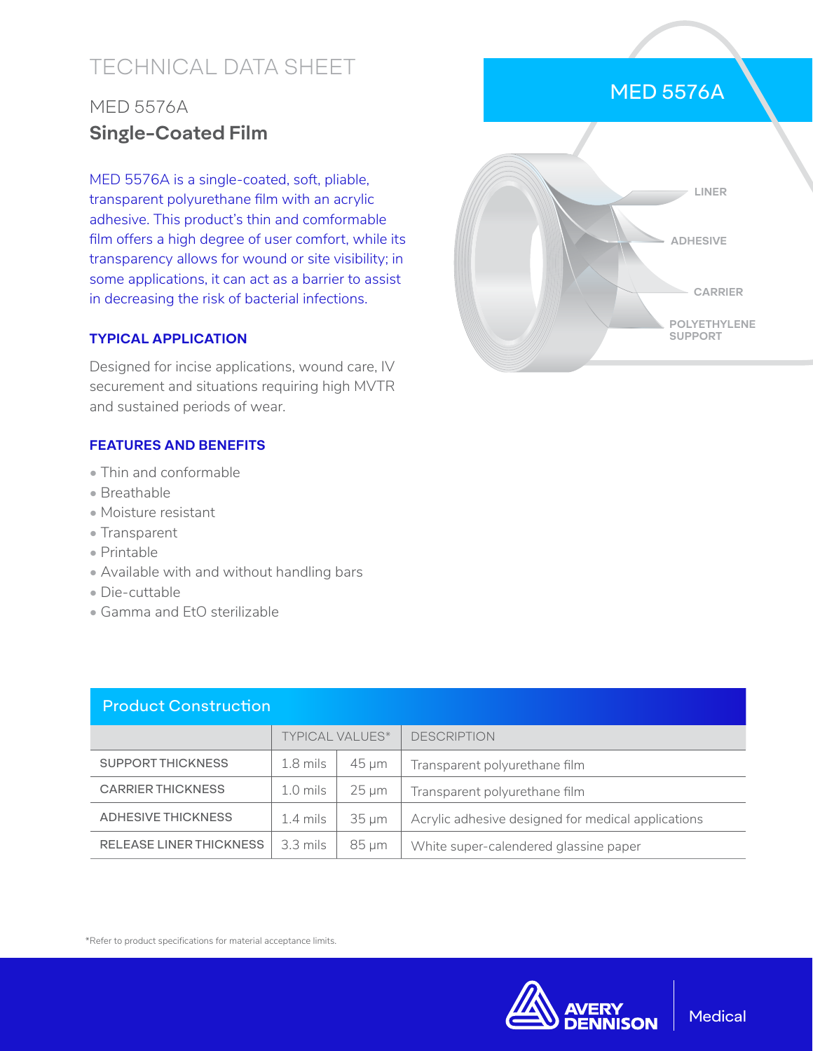# TECHNICAL DATA SHEET

## MED 5576A

## Single-Coated Film

MED 5576A is a single-coated, soft, pliable, transparent polyurethane film with an acrylic adhesive. This product's thin and comformable film offers a high degree of user comfort, while its transparency allows for wound or site visibility; in some applications, it can act as a barrier to assist in decreasing the risk of bacterial infections.

MED 5576A

LINER

ADHESIVE

CARRIER

POLYETHYLENE SUPPORT

### TYPICAL APPLICATION

Designed for incise applications, wound care, IV securement and situations requiring high MVTR and sustained periods of wear.

### FEATURES AND BENEFITS

- Thin and conformable
- Breathable
- Moisture resistant
- Transparent
- Printable
- Available with and without handling bars
- Die-cuttable
- Gamma and EtO sterilizable

### Product Construction

| | TYPICAL VALUES* | | DESCRIPTION |
|---|---|---|---|
| SUPPORT THICKNESS | 1.8 mils | 45 µm | Transparent polyurethane film |
| CARRIER THICKNESS | 1.0 mils | 25 µm | Transparent polyurethane film |
| ADHESIVE THICKNESS | 1.4 mils | 35 µm | Acrylic adhesive designed for medical applications |
| RELEASE LINER THICKNESS | 3.3 mils | 85 µm | White super-calendered glassine paper |

*Refer to product specifications for material acceptance limits.

AVERY DENNISON | Medical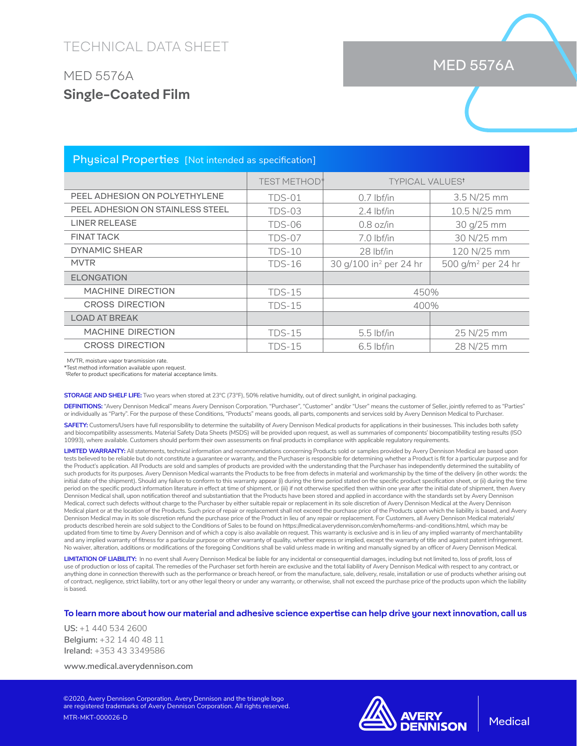# TECHNICAL DATA SHEET

MED 5576A

## Single-Coated Film

MED 5576A

## Physical Properties [Not intended as specification]

| | TEST METHOD* | TYPICAL VALUES† | |
|---|---|---|---|
| PEEL ADHESION ON POLYETHYLENE | TDS-01 | 0.7 lbf/in | 3.5 N/25 mm |
| PEEL ADHESION ON STAINLESS STEEL | TDS-03 | 2.4 lbf/in | 10.5 N/25 mm |
| LINER RELEASE | TDS-06 | 0.8 oz/in | 30 g/25 mm |
| FINAT TACK | TDS-07 | 7.0 lbf/in | 30 N/25 mm |
| DYNAMIC SHEAR | TDS-10 | 28 lbf/in | 120 N/25 mm |
| MVTR | TDS-16 | 30 g/100 $in^2$ per 24 hr | 500 $g/m^2$ per 24 hr |
| ELONGATION | | | |
| MACHINE DIRECTION | TDS-15 | 450% | |
| CROSS DIRECTION | TDS-15 | 400% | |
| LOAD AT BREAK | | | |
| MACHINE DIRECTION | TDS-15 | 5.5 lbf/in | 25 N/25 mm |
| CROSS DIRECTION | TDS-15 | 6.5 lbf/in | 28 N/25 mm |

MVTR, moisture vapor transmission rate.
*Test method information available upon request.
†Refer to product specifications for material acceptance limits.

**STORAGE AND SHELF LIFE:** Two years when stored at 23°C (73°F), 50% relative humidity, out of direct sunlight, in original packaging.

**DEFINITIONS:** "Avery Dennison Medical" means Avery Dennison Corporation. "Purchaser", "Customer" and/or "User" means the customer of Seller, jointly referred to as "Parties" or individually as "Party". For the purpose of these Conditions, "Products" means goods, all parts, components and services sold by Avery Dennison Medical to Purchaser.

**SAFETY:** Customers/Users have full responsibility to determine the suitability of Avery Dennison Medical products for applications in their businesses. This includes both safety and biocompatibility assessments. Material Safety Data Sheets (MSDS) will be provided upon request, as well as summaries of components' biocompatibility testing results (ISO 10993), where available. Customers should perform their own assessments on final products in compliance with applicable regulatory requirements.

**LIMITED WARRANTY:** All statements, technical information and recommendations concerning Products sold or samples provided by Avery Dennison Medical are based upon tests believed to be reliable but do not constitute a guarantee or warranty, and the Purchaser is responsible for determining whether a Product is fit for a particular purpose and for the Product's application. All Products are sold and samples of products are provided with the understanding that the Purchaser has independently determined the suitability of such products for its purposes. Avery Dennison Medical warrants the Products to be free from defects in material and workmanship by the time of the delivery (in other words: the initial date of the shipment). Should any failure to conform to this warranty appear (i) during the time period stated on the specific product specification sheet, or (ii) during the time period on the specific product information literature in effect at time of shipment, or (iii) if not otherwise specified then within one year after the initial date of shipment, then Avery Dennison Medical shall, upon notification thereof and substantiation that the Products have been stored and applied in accordance with the standards set by Avery Dennison Medical, correct such defects without charge to the Purchaser by either suitable repair or replacement in its sole discretion of Avery Dennison Medical at the Avery Dennison Medical plant or at the location of the Products. Such price of repair or replacement shall not exceed the purchase price of the Products upon which the liability is based, and Avery Dennison Medical may in its sole discretion refund the purchase price of the Product in lieu of any repair or replacement. For Customers, all Avery Dennison Medical materials/products described herein are sold subject to the Conditions of Sales to be found on https://medical.averydennison.com/en/home/terms-and-conditions.html, which may be updated from time to time by Avery Dennison and of which a copy is also available on request. This warranty is exclusive and is in lieu of any implied warranty of merchantability and any implied warranty of fitness for a particular purpose or other warranty of quality, whether express or implied, except the warranty of title and against patent infringement. No waiver, alteration, additions or modifications of the foregoing Conditions shall be valid unless made in writing and manually signed by an officer of Avery Dennison Medical.

**LIMITATION OF LIABILITY:** In no event shall Avery Dennison Medical be liable for any incidental or consequential damages, including but not limited to, loss of profit, loss of use of production or loss of capital. The remedies of the Purchaser set forth herein are exclusive and the total liability of Avery Dennison Medical with respect to any contract, or anything done in connection therewith such as the performance or breach hereof, or from the manufacture, sale, delivery, resale, installation or use of products whether arising out of contract, negligence, strict liability, tort or any other legal theory or under any warranty, or otherwise, shall not exceed the purchase price of the products upon which the liability is based.

**To learn more about how our material and adhesive science expertise can help drive your next innovation, call us**

US: +1 440 534 2600
Belgium: +32 14 40 48 11
Ireland: +353 43 3349586

www.medical.averydennison.com

©2020, Avery Dennison Corporation. Avery Dennison and the triangle logo are registered trademarks of Avery Dennison Corporation. All rights reserved.

MTR-MKT-000026-D

AVERY DENNISON | Medical